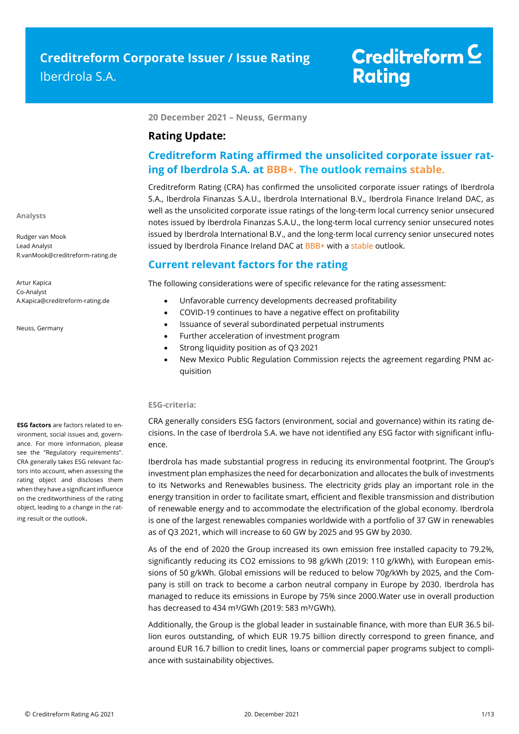# Creditreform Corporate Issuer / Issue Rating

Iberdrola S.A.

**20 December 2021 – Neuss, Germany**

## Rating Update:

## Creditreform Rating affirmed the unsolicited corporate issuer rating of Iberdrola S.A. at BBB+. The outlook remains stable.

Creditreform Rating (CRA) has confirmed the unsolicited corporate issuer ratings of Iberdrola S.A., Iberdrola Finanzas S.A.U., Iberdrola International B.V., Iberdrola Finance Ireland DAC, as well as the unsolicited corporate issue ratings of the long-term local currency senior unsecured notes issued by Iberdrola Finanzas S.A.U., the long-term local currency senior unsecured notes issued by Iberdrola International B.V., and the long-term local currency senior unsecured notes issued by Iberdrola Finance Ireland DAC at BBB+ with a stable outlook.

**Analysts**

Rudger van Mook
Lead Analyst
R.vanMook@creditreform-rating.de

Artur Kapica
Co-Analyst
A.Kapica@creditreform-rating.de

Neuss, Germany

## Current relevant factors for the rating

The following considerations were of specific relevance for the rating assessment:

- Unfavorable currency developments decreased profitability
- COVID-19 continues to have a negative effect on profitability
- Issuance of several subordinated perpetual instruments
- Further acceleration of investment program
- Strong liquidity position as of Q3 2021
- New Mexico Public Regulation Commission rejects the agreement regarding PNM acquisition

**ESG-criteria:**

**ESG factors** are factors related to environment, social issues and, governance. For more information, please see the "Regulatory requirements". CRA generally takes ESG relevant factors into account, when assessing the rating object and discloses them when they have a significant influence on the creditworthiness of the rating object, leading to a change in the rating result or the outlook.

CRA generally considers ESG factors (environment, social and governance) within its rating decisions. In the case of Iberdrola S.A. we have not identified any ESG factor with significant influence.

Iberdrola has made substantial progress in reducing its environmental footprint. The Group's investment plan emphasizes the need for decarbonization and allocates the bulk of investments to its Networks and Renewables business. The electricity grids play an important role in the energy transition in order to facilitate smart, efficient and flexible transmission and distribution of renewable energy and to accommodate the electrification of the global economy. Iberdrola is one of the largest renewables companies worldwide with a portfolio of 37 GW in renewables as of Q3 2021, which will increase to 60 GW by 2025 and 95 GW by 2030.

As of the end of 2020 the Group increased its own emission free installed capacity to 79.2%, significantly reducing its $CO_2$ emissions to 98 g/kWh (2019: 110 g/kWh), with European emissions of 50 g/kWh. Global emissions will be reduced to below 70g/kWh by 2025, and the Company is still on track to become a carbon neutral company in Europe by 2030. Iberdrola has managed to reduce its emissions in Europe by 75% since 2000.Water use in overall production has decreased to 434 $m^3$/GWh (2019: 583 $m^3$/GWh).

Additionally, the Group is the global leader in sustainable finance, with more than EUR 36.5 billion euros outstanding, of which EUR 19.75 billion directly correspond to green finance, and around EUR 16.7 billion to credit lines, loans or commercial paper programs subject to compliance with sustainability objectives.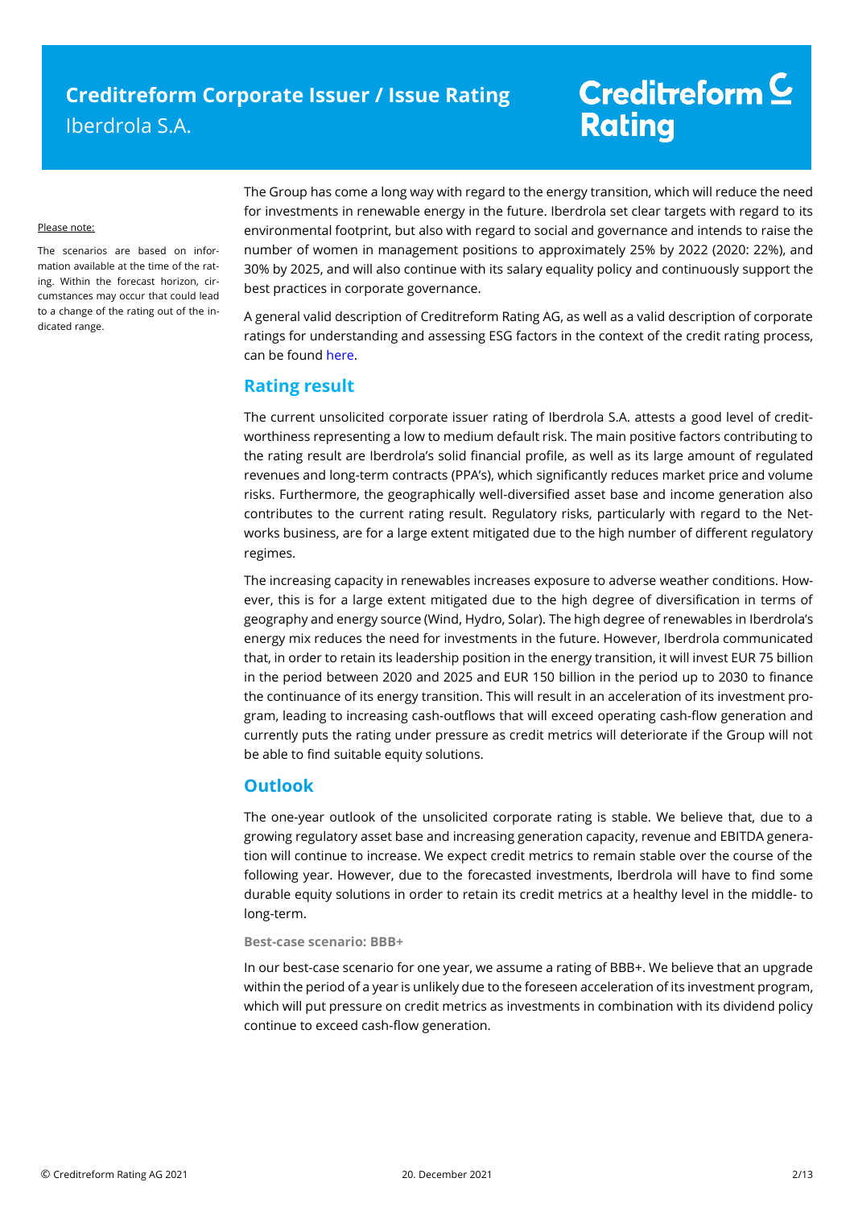Please note:

The scenarios are based on information available at the time of the rating. Within the forecast horizon, circumstances may occur that could lead to a change of the rating out of the indicated range.

The Group has come a long way with regard to the energy transition, which will reduce the need for investments in renewable energy in the future. Iberdrola set clear targets with regard to its environmental footprint, but also with regard to social and governance and intends to raise the number of women in management positions to approximately 25% by 2022 (2020: 22%), and 30% by 2025, and will also continue with its salary equality policy and continuously support the best practices in corporate governance.

A general valid description of Creditreform Rating AG, as well as a valid description of corporate ratings for understanding and assessing ESG factors in the context of the credit rating process, can be found here.

## Rating result

The current unsolicited corporate issuer rating of Iberdrola S.A. attests a good level of creditworthiness representing a low to medium default risk. The main positive factors contributing to the rating result are Iberdrola's solid financial profile, as well as its large amount of regulated revenues and long-term contracts (PPA's), which significantly reduces market price and volume risks. Furthermore, the geographically well-diversified asset base and income generation also contributes to the current rating result. Regulatory risks, particularly with regard to the Networks business, are for a large extent mitigated due to the high number of different regulatory regimes.

The increasing capacity in renewables increases exposure to adverse weather conditions. However, this is for a large extent mitigated due to the high degree of diversification in terms of geography and energy source (Wind, Hydro, Solar). The high degree of renewables in Iberdrola's energy mix reduces the need for investments in the future. However, Iberdrola communicated that, in order to retain its leadership position in the energy transition, it will invest EUR 75 billion in the period between 2020 and 2025 and EUR 150 billion in the period up to 2030 to finance the continuance of its energy transition. This will result in an acceleration of its investment program, leading to increasing cash-outflows that will exceed operating cash-flow generation and currently puts the rating under pressure as credit metrics will deteriorate if the Group will not be able to find suitable equity solutions.

## Outlook

The one-year outlook of the unsolicited corporate rating is stable. We believe that, due to a growing regulatory asset base and increasing generation capacity, revenue and EBITDA generation will continue to increase. We expect credit metrics to remain stable over the course of the following year. However, due to the forecasted investments, Iberdrola will have to find some durable equity solutions in order to retain its credit metrics at a healthy level in the middle- to long-term.

#### Best-case scenario: BBB+

In our best-case scenario for one year, we assume a rating of BBB+. We believe that an upgrade within the period of a year is unlikely due to the foreseen acceleration of its investment program, which will put pressure on credit metrics as investments in combination with its dividend policy continue to exceed cash-flow generation.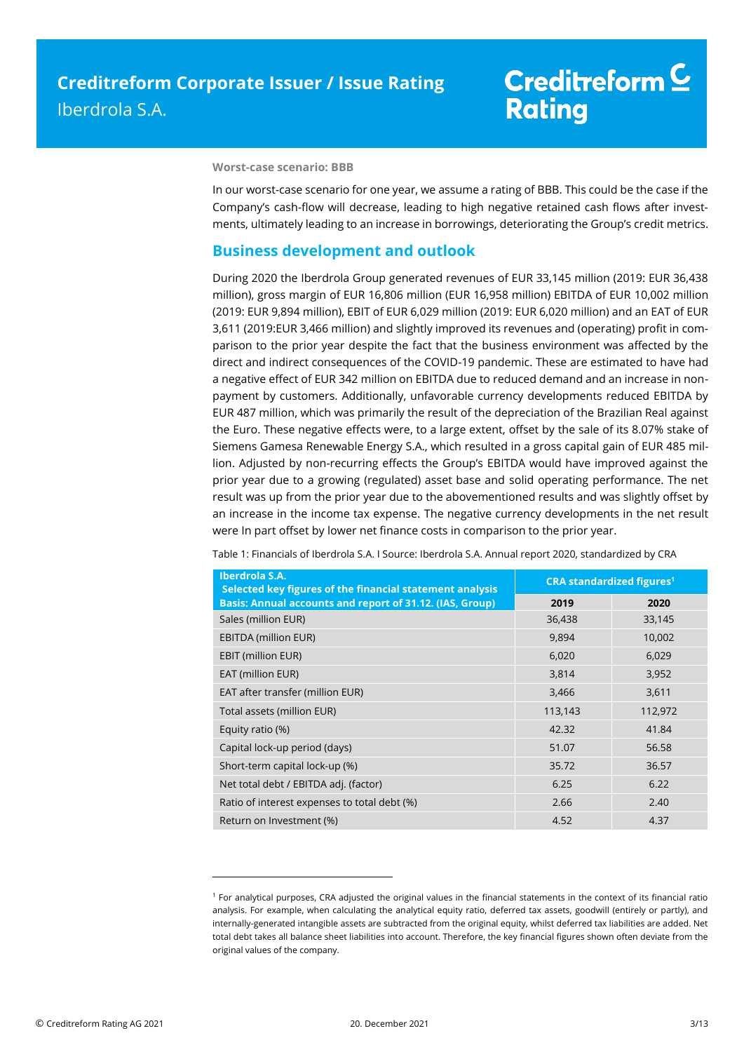**Worst-case scenario: BBB**

In our worst-case scenario for one year, we assume a rating of BBB. This could be the case if the Company's cash-flow will decrease, leading to high negative retained cash flows after investments, ultimately leading to an increase in borrowings, deteriorating the Group's credit metrics.

## Business development and outlook

During 2020 the Iberdrola Group generated revenues of EUR 33,145 million (2019: EUR 36,438 million), gross margin of EUR 16,806 million (EUR 16,958 million) EBITDA of EUR 10,002 million (2019: EUR 9,894 million), EBIT of EUR 6,029 million (2019: EUR 6,020 million) and an EAT of EUR 3,611 (2019:EUR 3,466 million) and slightly improved its revenues and (operating) profit in comparison to the prior year despite the fact that the business environment was affected by the direct and indirect consequences of the COVID-19 pandemic. These are estimated to have had a negative effect of EUR 342 million on EBITDA due to reduced demand and an increase in non-payment by customers. Additionally, unfavorable currency developments reduced EBITDA by EUR 487 million, which was primarily the result of the depreciation of the Brazilian Real against the Euro. These negative effects were, to a large extent, offset by the sale of its 8.07% stake of Siemens Gamesa Renewable Energy S.A., which resulted in a gross capital gain of EUR 485 million. Adjusted by non-recurring effects the Group's EBITDA would have improved against the prior year due to a growing (regulated) asset base and solid operating performance. The net result was up from the prior year due to the abovementioned results and was slightly offset by an increase in the income tax expense. The negative currency developments in the net result were In part offset by lower net finance costs in comparison to the prior year.

Table 1: Financials of Iberdrola S.A. I Source: Iberdrola S.A. Annual report 2020, standardized by CRA

| **Iberdrola S.A.** **Selected key figures of the financial statement analysis** | **CRA standardized figures[1]** | |
|---|---|---|
| **Basis: Annual accounts and report of 31.12. (IAS, Group)** | **2019** | **2020** |
| Sales (million EUR) | 36,438 | 33,145 |
| EBITDA (million EUR) | 9,894 | 10,002 |
| EBIT (million EUR) | 6,020 | 6,029 |
| EAT (million EUR) | 3,814 | 3,952 |
| EAT after transfer (million EUR) | 3,466 | 3,611 |
| Total assets (million EUR) | 113,143 | 112,972 |
| Equity ratio (%) | 42.32 | 41.84 |
| Capital lock-up period (days) | 51.07 | 56.58 |
| Short-term capital lock-up (%) | 35.72 | 36.57 |
| Net total debt / EBITDA adj. (factor) | 6.25 | 6.22 |
| Ratio of interest expenses to total debt (%) | 2.66 | 2.40 |
| Return on Investment (%) | 4.52 | 4.37 |

[1] For analytical purposes, CRA adjusted the original values in the financial statements in the context of its financial ratio analysis. For example, when calculating the analytical equity ratio, deferred tax assets, goodwill (entirely or partly), and internally-generated intangible assets are subtracted from the original equity, whilst deferred tax liabilities are added. Net total debt takes all balance sheet liabilities into account. Therefore, the key financial figures shown often deviate from the original values of the company.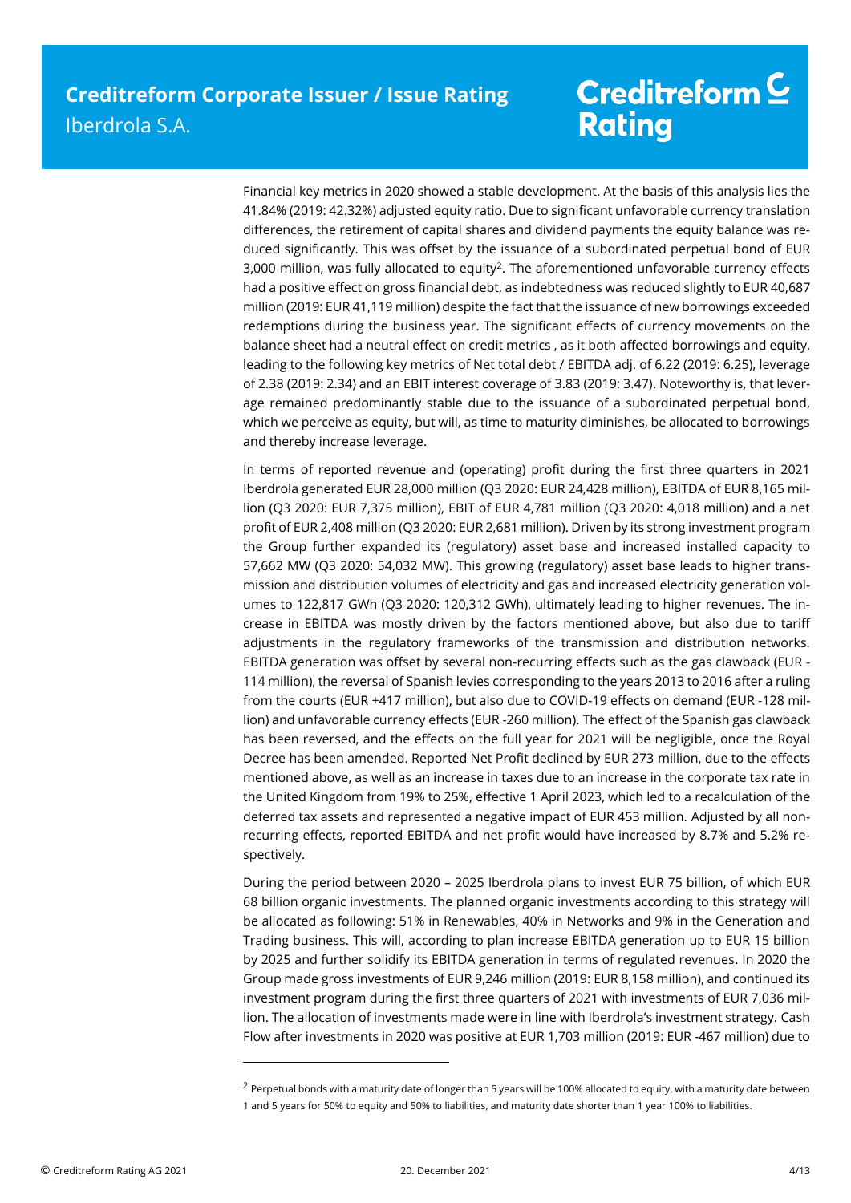Financial key metrics in 2020 showed a stable development. At the basis of this analysis lies the 41.84% (2019: 42.32%) adjusted equity ratio. Due to significant unfavorable currency translation differences, the retirement of capital shares and dividend payments the equity balance was reduced significantly. This was offset by the issuance of a subordinated perpetual bond of EUR 3,000 million, was fully allocated to equity[2]. The aforementioned unfavorable currency effects had a positive effect on gross financial debt, as indebtedness was reduced slightly to EUR 40,687 million (2019: EUR 41,119 million) despite the fact that the issuance of new borrowings exceeded redemptions during the business year. The significant effects of currency movements on the balance sheet had a neutral effect on credit metrics , as it both affected borrowings and equity, leading to the following key metrics of Net total debt / EBITDA adj. of 6.22 (2019: 6.25), leverage of 2.38 (2019: 2.34) and an EBIT interest coverage of 3.83 (2019: 3.47). Noteworthy is, that leverage remained predominantly stable due to the issuance of a subordinated perpetual bond, which we perceive as equity, but will, as time to maturity diminishes, be allocated to borrowings and thereby increase leverage.

In terms of reported revenue and (operating) profit during the first three quarters in 2021 Iberdrola generated EUR 28,000 million (Q3 2020: EUR 24,428 million), EBITDA of EUR 8,165 million (Q3 2020: EUR 7,375 million), EBIT of EUR 4,781 million (Q3 2020: 4,018 million) and a net profit of EUR 2,408 million (Q3 2020: EUR 2,681 million). Driven by its strong investment program the Group further expanded its (regulatory) asset base and increased installed capacity to 57,662 MW (Q3 2020: 54,032 MW). This growing (regulatory) asset base leads to higher transmission and distribution volumes of electricity and gas and increased electricity generation volumes to 122,817 GWh (Q3 2020: 120,312 GWh), ultimately leading to higher revenues. The increase in EBITDA was mostly driven by the factors mentioned above, but also due to tariff adjustments in the regulatory frameworks of the transmission and distribution networks. EBITDA generation was offset by several non-recurring effects such as the gas clawback (EUR -114 million), the reversal of Spanish levies corresponding to the years 2013 to 2016 after a ruling from the courts (EUR +417 million), but also due to COVID-19 effects on demand (EUR -128 million) and unfavorable currency effects (EUR -260 million). The effect of the Spanish gas clawback has been reversed, and the effects on the full year for 2021 will be negligible, once the Royal Decree has been amended. Reported Net Profit declined by EUR 273 million, due to the effects mentioned above, as well as an increase in taxes due to an increase in the corporate tax rate in the United Kingdom from 19% to 25%, effective 1 April 2023, which led to a recalculation of the deferred tax assets and represented a negative impact of EUR 453 million. Adjusted by all non-recurring effects, reported EBITDA and net profit would have increased by 8.7% and 5.2% respectively.

During the period between 2020 – 2025 Iberdrola plans to invest EUR 75 billion, of which EUR 68 billion organic investments. The planned organic investments according to this strategy will be allocated as following: 51% in Renewables, 40% in Networks and 9% in the Generation and Trading business. This will, according to plan increase EBITDA generation up to EUR 15 billion by 2025 and further solidify its EBITDA generation in terms of regulated revenues. In 2020 the Group made gross investments of EUR 9,246 million (2019: EUR 8,158 million), and continued its investment program during the first three quarters of 2021 with investments of EUR 7,036 million. The allocation of investments made were in line with Iberdrola's investment strategy. Cash Flow after investments in 2020 was positive at EUR 1,703 million (2019: EUR -467 million) due to

[2] Perpetual bonds with a maturity date of longer than 5 years will be 100% allocated to equity, with a maturity date between 1 and 5 years for 50% to equity and 50% to liabilities, and maturity date shorter than 1 year 100% to liabilities.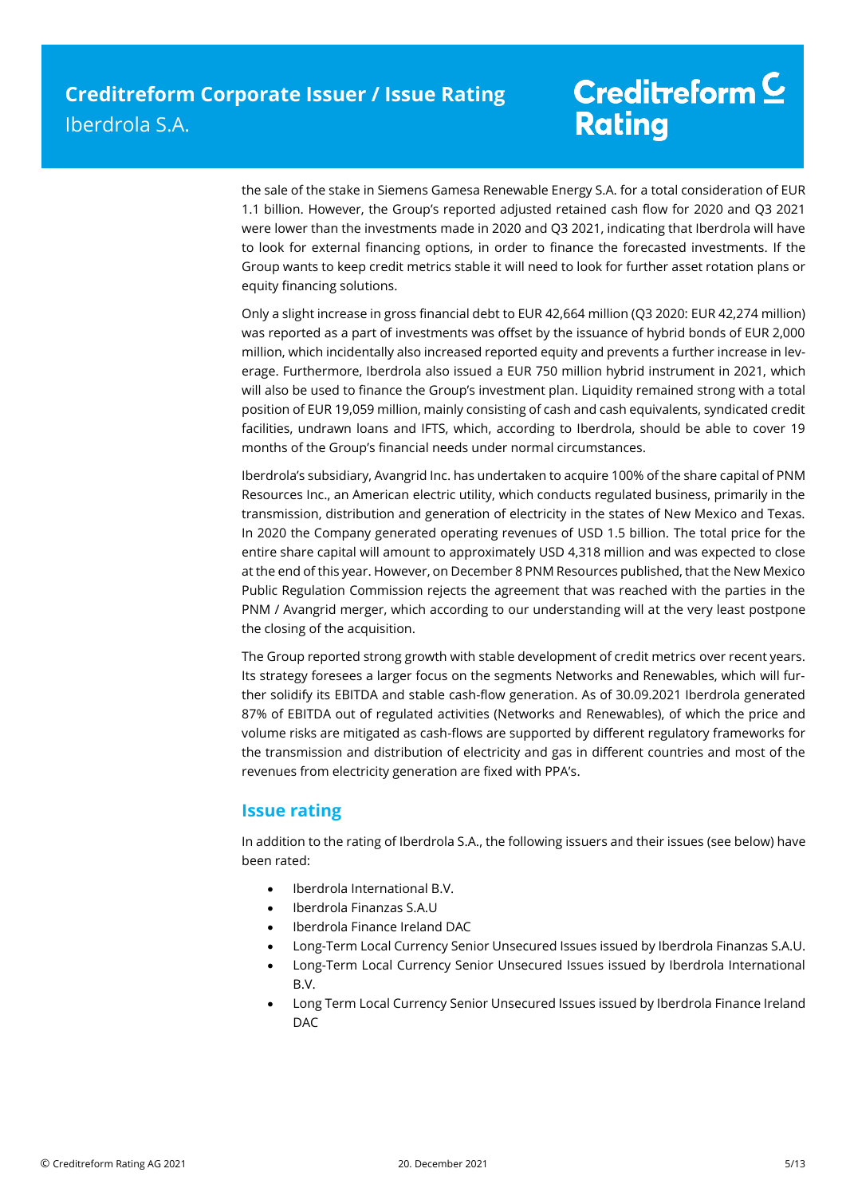the sale of the stake in Siemens Gamesa Renewable Energy S.A. for a total consideration of EUR 1.1 billion. However, the Group's reported adjusted retained cash flow for 2020 and Q3 2021 were lower than the investments made in 2020 and Q3 2021, indicating that Iberdrola will have to look for external financing options, in order to finance the forecasted investments. If the Group wants to keep credit metrics stable it will need to look for further asset rotation plans or equity financing solutions.

Only a slight increase in gross financial debt to EUR 42,664 million (Q3 2020: EUR 42,274 million) was reported as a part of investments was offset by the issuance of hybrid bonds of EUR 2,000 million, which incidentally also increased reported equity and prevents a further increase in leverage. Furthermore, Iberdrola also issued a EUR 750 million hybrid instrument in 2021, which will also be used to finance the Group's investment plan. Liquidity remained strong with a total position of EUR 19,059 million, mainly consisting of cash and cash equivalents, syndicated credit facilities, undrawn loans and IFTS, which, according to Iberdrola, should be able to cover 19 months of the Group's financial needs under normal circumstances.

Iberdrola's subsidiary, Avangrid Inc. has undertaken to acquire 100% of the share capital of PNM Resources Inc., an American electric utility, which conducts regulated business, primarily in the transmission, distribution and generation of electricity in the states of New Mexico and Texas. In 2020 the Company generated operating revenues of USD 1.5 billion. The total price for the entire share capital will amount to approximately USD 4,318 million and was expected to close at the end of this year. However, on December 8 PNM Resources published, that the New Mexico Public Regulation Commission rejects the agreement that was reached with the parties in the PNM / Avangrid merger, which according to our understanding will at the very least postpone the closing of the acquisition.

The Group reported strong growth with stable development of credit metrics over recent years. Its strategy foresees a larger focus on the segments Networks and Renewables, which will further solidify its EBITDA and stable cash-flow generation. As of 30.09.2021 Iberdrola generated 87% of EBITDA out of regulated activities (Networks and Renewables), of which the price and volume risks are mitigated as cash-flows are supported by different regulatory frameworks for the transmission and distribution of electricity and gas in different countries and most of the revenues from electricity generation are fixed with PPA's.

## Issue rating

In addition to the rating of Iberdrola S.A., the following issuers and their issues (see below) have been rated:

- Iberdrola International B.V.
- Iberdrola Finanzas S.A.U
- Iberdrola Finance Ireland DAC
- Long-Term Local Currency Senior Unsecured Issues issued by Iberdrola Finanzas S.A.U.
- Long-Term Local Currency Senior Unsecured Issues issued by Iberdrola International B.V.
- Long Term Local Currency Senior Unsecured Issues issued by Iberdrola Finance Ireland DAC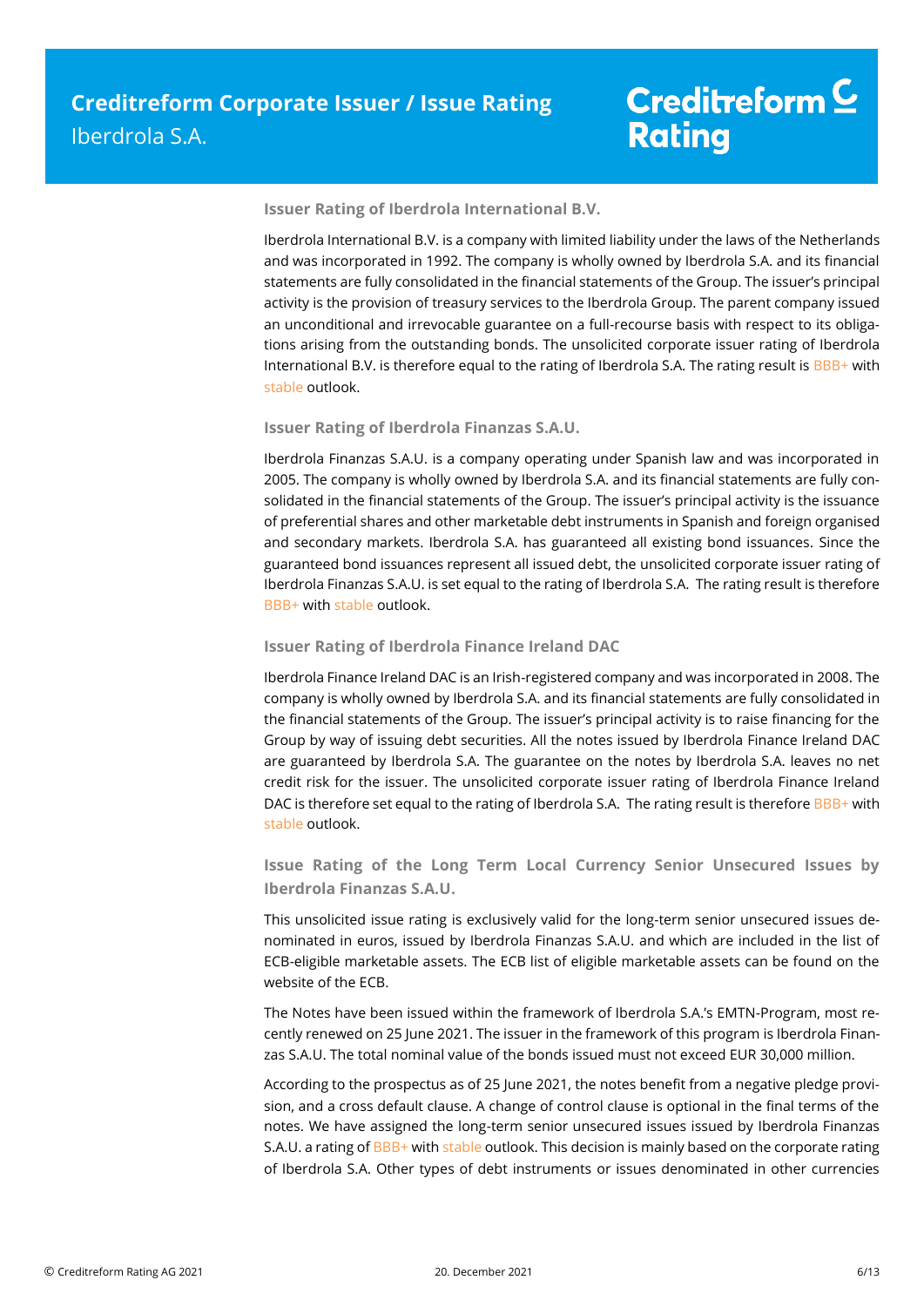### Issuer Rating of Iberdrola International B.V.

Iberdrola International B.V. is a company with limited liability under the laws of the Netherlands and was incorporated in 1992. The company is wholly owned by Iberdrola S.A. and its financial statements are fully consolidated in the financial statements of the Group. The issuer's principal activity is the provision of treasury services to the Iberdrola Group. The parent company issued an unconditional and irrevocable guarantee on a full-recourse basis with respect to its obligations arising from the outstanding bonds. The unsolicited corporate issuer rating of Iberdrola International B.V. is therefore equal to the rating of Iberdrola S.A. The rating result is BBB+ with stable outlook.

### Issuer Rating of Iberdrola Finanzas S.A.U.

Iberdrola Finanzas S.A.U. is a company operating under Spanish law and was incorporated in 2005. The company is wholly owned by Iberdrola S.A. and its financial statements are fully consolidated in the financial statements of the Group. The issuer's principal activity is the issuance of preferential shares and other marketable debt instruments in Spanish and foreign organised and secondary markets. Iberdrola S.A. has guaranteed all existing bond issuances. Since the guaranteed bond issuances represent all issued debt, the unsolicited corporate issuer rating of Iberdrola Finanzas S.A.U. is set equal to the rating of Iberdrola S.A. The rating result is therefore BBB+ with stable outlook.

### Issuer Rating of Iberdrola Finance Ireland DAC

Iberdrola Finance Ireland DAC is an Irish-registered company and was incorporated in 2008. The company is wholly owned by Iberdrola S.A. and its financial statements are fully consolidated in the financial statements of the Group. The issuer's principal activity is to raise financing for the Group by way of issuing debt securities. All the notes issued by Iberdrola Finance Ireland DAC are guaranteed by Iberdrola S.A. The guarantee on the notes by Iberdrola S.A. leaves no net credit risk for the issuer. The unsolicited corporate issuer rating of Iberdrola Finance Ireland DAC is therefore set equal to the rating of Iberdrola S.A. The rating result is therefore BBB+ with stable outlook.

### Issue Rating of the Long Term Local Currency Senior Unsecured Issues by Iberdrola Finanzas S.A.U.

This unsolicited issue rating is exclusively valid for the long-term senior unsecured issues denominated in euros, issued by Iberdrola Finanzas S.A.U. and which are included in the list of ECB-eligible marketable assets. The ECB list of eligible marketable assets can be found on the website of the ECB.

The Notes have been issued within the framework of Iberdrola S.A.'s EMTN-Program, most recently renewed on 25 June 2021. The issuer in the framework of this program is Iberdrola Finanzas S.A.U. The total nominal value of the bonds issued must not exceed EUR 30,000 million.

According to the prospectus as of 25 June 2021, the notes benefit from a negative pledge provision, and a cross default clause. A change of control clause is optional in the final terms of the notes. We have assigned the long-term senior unsecured issues issued by Iberdrola Finanzas S.A.U. a rating of BBB+ with stable outlook. This decision is mainly based on the corporate rating of Iberdrola S.A. Other types of debt instruments or issues denominated in other currencies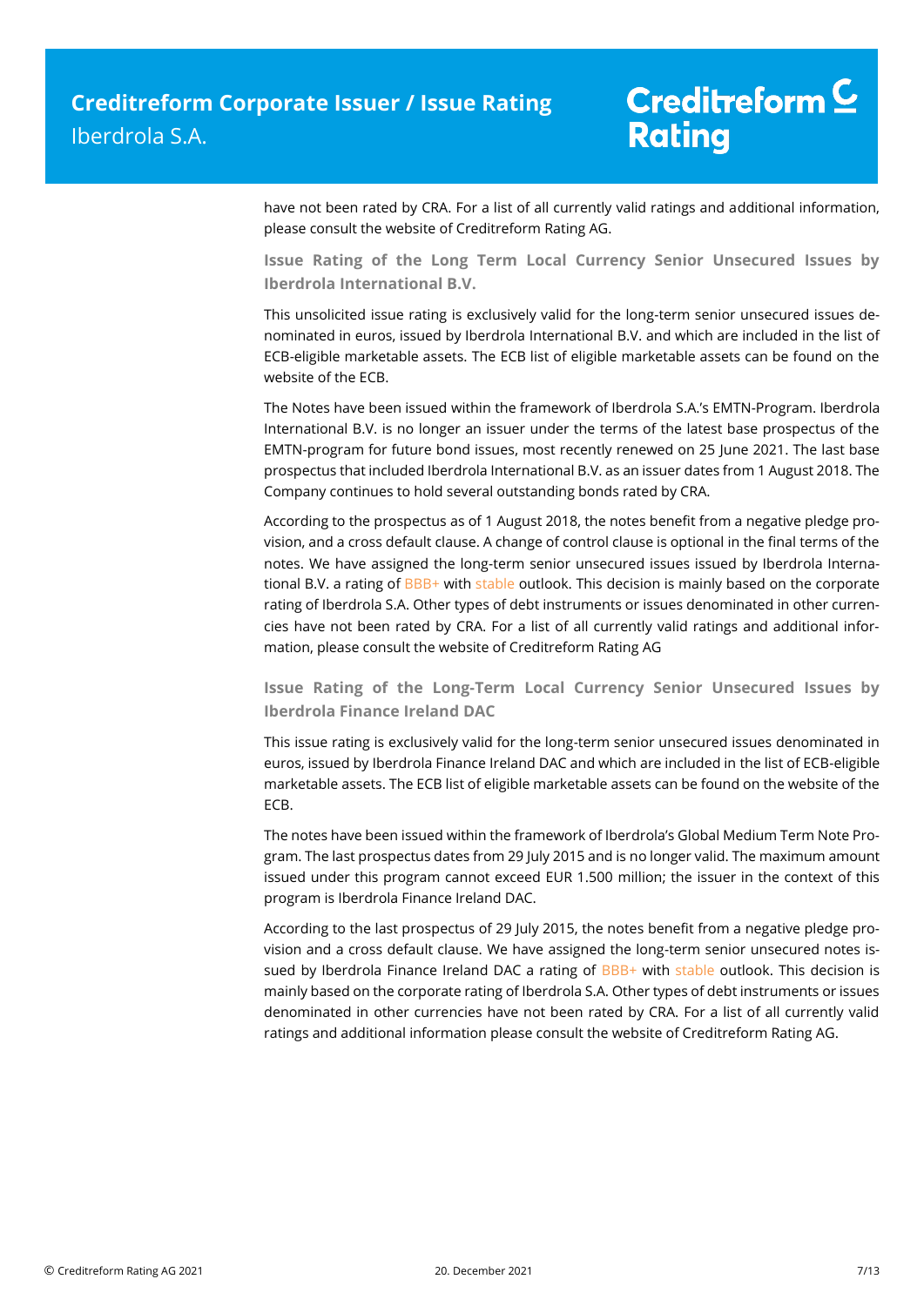have not been rated by CRA. For a list of all currently valid ratings and additional information, please consult the website of Creditreform Rating AG.

### Issue Rating of the Long Term Local Currency Senior Unsecured Issues by Iberdrola International B.V.

This unsolicited issue rating is exclusively valid for the long-term senior unsecured issues denominated in euros, issued by Iberdrola International B.V. and which are included in the list of ECB-eligible marketable assets. The ECB list of eligible marketable assets can be found on the website of the ECB.

The Notes have been issued within the framework of Iberdrola S.A.'s EMTN-Program. Iberdrola International B.V. is no longer an issuer under the terms of the latest base prospectus of the EMTN-program for future bond issues, most recently renewed on 25 June 2021. The last base prospectus that included Iberdrola International B.V. as an issuer dates from 1 August 2018. The Company continues to hold several outstanding bonds rated by CRA.

According to the prospectus as of 1 August 2018, the notes benefit from a negative pledge provision, and a cross default clause. A change of control clause is optional in the final terms of the notes. We have assigned the long-term senior unsecured issues issued by Iberdrola International B.V. a rating of BBB+ with stable outlook. This decision is mainly based on the corporate rating of Iberdrola S.A. Other types of debt instruments or issues denominated in other currencies have not been rated by CRA. For a list of all currently valid ratings and additional information, please consult the website of Creditreform Rating AG

### Issue Rating of the Long-Term Local Currency Senior Unsecured Issues by Iberdrola Finance Ireland DAC

This issue rating is exclusively valid for the long-term senior unsecured issues denominated in euros, issued by Iberdrola Finance Ireland DAC and which are included in the list of ECB-eligible marketable assets. The ECB list of eligible marketable assets can be found on the website of the ECB.

The notes have been issued within the framework of Iberdrola's Global Medium Term Note Program. The last prospectus dates from 29 July 2015 and is no longer valid. The maximum amount issued under this program cannot exceed EUR 1.500 million; the issuer in the context of this program is Iberdrola Finance Ireland DAC.

According to the last prospectus of 29 July 2015, the notes benefit from a negative pledge provision and a cross default clause. We have assigned the long-term senior unsecured notes issued by Iberdrola Finance Ireland DAC a rating of BBB+ with stable outlook. This decision is mainly based on the corporate rating of Iberdrola S.A. Other types of debt instruments or issues denominated in other currencies have not been rated by CRA. For a list of all currently valid ratings and additional information please consult the website of Creditreform Rating AG.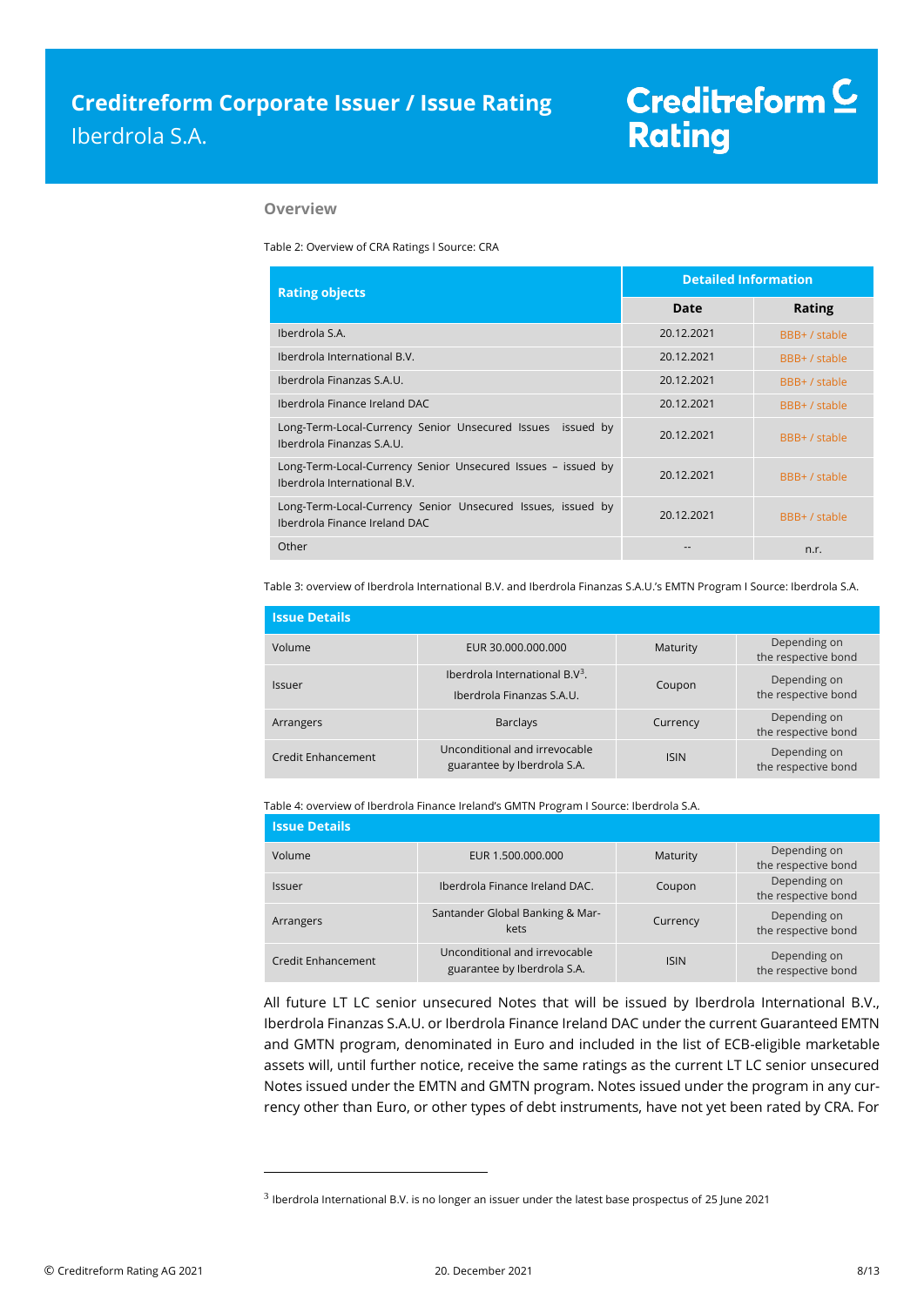## Overview

Table 2: Overview of CRA Ratings I Source: CRA

| Rating objects | Detailed Information | |
|---|---|---|
| | **Date** | **Rating** |
| Iberdrola S.A. | 20.12.2021 | BBB+ / stable |
| Iberdrola International B.V. | 20.12.2021 | BBB+ / stable |
| Iberdrola Finanzas S.A.U. | 20.12.2021 | BBB+ / stable |
| Iberdrola Finance Ireland DAC | 20.12.2021 | BBB+ / stable |
| Long-Term-Local-Currency Senior Unsecured Issues issued by Iberdrola Finanzas S.A.U. | 20.12.2021 | BBB+ / stable |
| Long-Term-Local-Currency Senior Unsecured Issues – issued by Iberdrola International B.V. | 20.12.2021 | BBB+ / stable |
| Long-Term-Local-Currency Senior Unsecured Issues, issued by Iberdrola Finance Ireland DAC | 20.12.2021 | BBB+ / stable |
| Other | -- | n.r. |

Table 3: overview of Iberdrola International B.V. and Iberdrola Finanzas S.A.U.'s EMTN Program I Source: Iberdrola S.A.

| Issue Details | | | |
|---|---|---|---|
| Volume | EUR 30.000.000.000 | Maturity | Depending on the respective bond |
| Issuer | Iberdrola International B.V[3]. Iberdrola Finanzas S.A.U. | Coupon | Depending on the respective bond |
| Arrangers | Barclays | Currency | Depending on the respective bond |
| Credit Enhancement | Unconditional and irrevocable guarantee by Iberdrola S.A. | ISIN | Depending on the respective bond |

Table 4: overview of Iberdrola Finance Ireland's GMTN Program I Source: Iberdrola S.A.

| Issue Details | | | |
|---|---|---|---|
| Volume | EUR 1.500.000.000 | Maturity | Depending on the respective bond |
| Issuer | Iberdrola Finance Ireland DAC. | Coupon | Depending on the respective bond |
| Arrangers | Santander Global Banking & Markets | Currency | Depending on the respective bond |
| Credit Enhancement | Unconditional and irrevocable guarantee by Iberdrola S.A. | ISIN | Depending on the respective bond |

All future LT LC senior unsecured Notes that will be issued by Iberdrola International B.V., Iberdrola Finanzas S.A.U. or Iberdrola Finance Ireland DAC under the current Guaranteed EMTN and GMTN program, denominated in Euro and included in the list of ECB-eligible marketable assets will, until further notice, receive the same ratings as the current LT LC senior unsecured Notes issued under the EMTN and GMTN program. Notes issued under the program in any currency other than Euro, or other types of debt instruments, have not yet been rated by CRA. For

[3] Iberdrola International B.V. is no longer an issuer under the latest base prospectus of 25 June 2021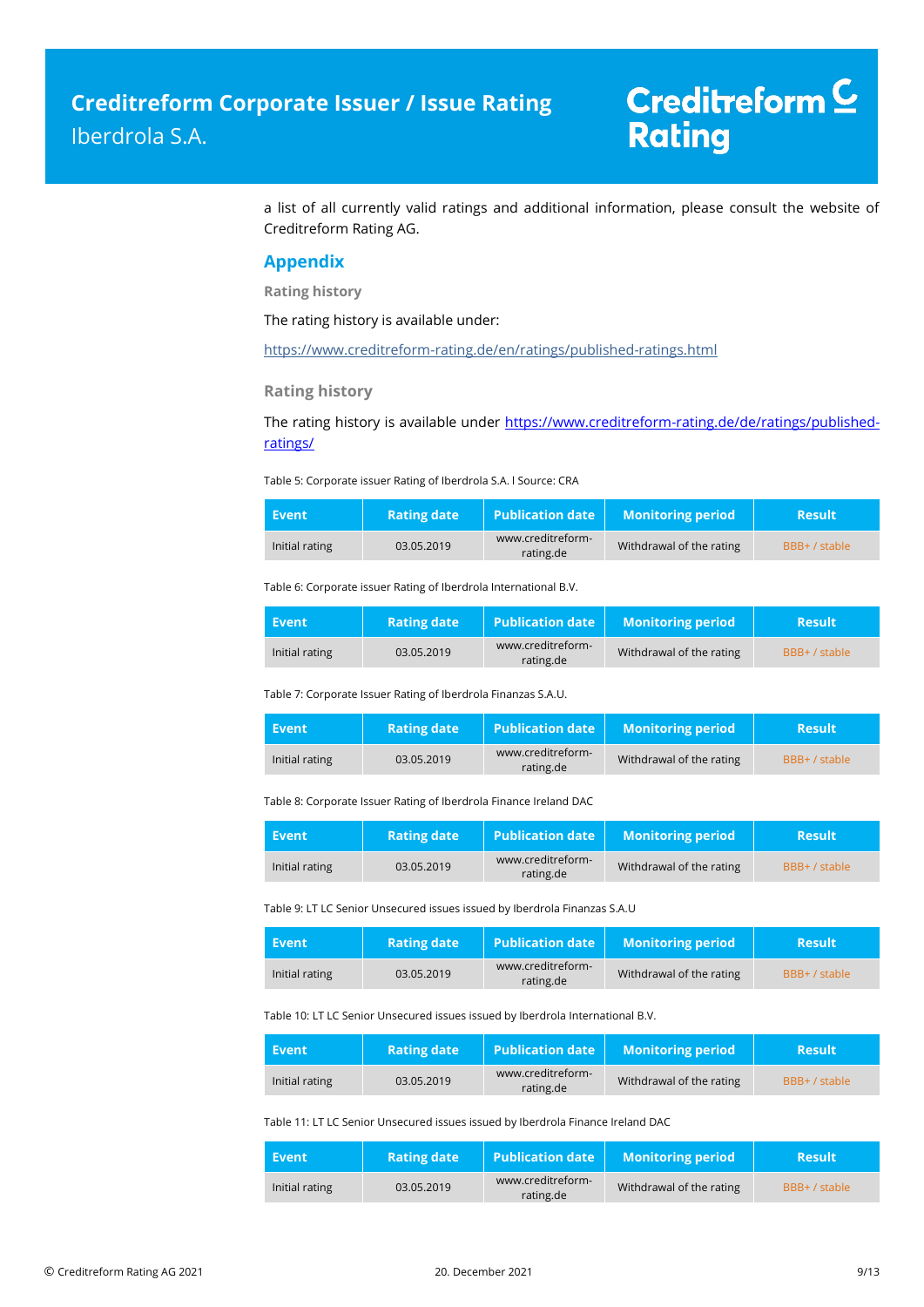a list of all currently valid ratings and additional information, please consult the website of Creditreform Rating AG.

## Appendix

### Rating history

The rating history is available under:

https://www.creditreform-rating.de/en/ratings/published-ratings.html

### Rating history

The rating history is available under https://www.creditreform-rating.de/de/ratings/published-ratings/

Table 5: Corporate issuer Rating of Iberdrola S.A. I Source: CRA

| Event | Rating date | Publication date | Monitoring period | Result |
| --- | --- | --- | --- | --- |
| Initial rating | 03.05.2019 | www.creditreform-rating.de | Withdrawal of the rating | BBB+ / stable |

Table 6: Corporate issuer Rating of Iberdrola International B.V.

| Event | Rating date | Publication date | Monitoring period | Result |
| --- | --- | --- | --- | --- |
| Initial rating | 03.05.2019 | www.creditreform-rating.de | Withdrawal of the rating | BBB+ / stable |

Table 7: Corporate Issuer Rating of Iberdrola Finanzas S.A.U.

| Event | Rating date | Publication date | Monitoring period | Result |
| --- | --- | --- | --- | --- |
| Initial rating | 03.05.2019 | www.creditreform-rating.de | Withdrawal of the rating | BBB+ / stable |

Table 8: Corporate Issuer Rating of Iberdrola Finance Ireland DAC

| Event | Rating date | Publication date | Monitoring period | Result |
| --- | --- | --- | --- | --- |
| Initial rating | 03.05.2019 | www.creditreform-rating.de | Withdrawal of the rating | BBB+ / stable |

Table 9: LT LC Senior Unsecured issues issued by Iberdrola Finanzas S.A.U

| Event | Rating date | Publication date | Monitoring period | Result |
| --- | --- | --- | --- | --- |
| Initial rating | 03.05.2019 | www.creditreform-rating.de | Withdrawal of the rating | BBB+ / stable |

Table 10: LT LC Senior Unsecured issues issued by Iberdrola International B.V.

| Event | Rating date | Publication date | Monitoring period | Result |
| --- | --- | --- | --- | --- |
| Initial rating | 03.05.2019 | www.creditreform-rating.de | Withdrawal of the rating | BBB+ / stable |

Table 11: LT LC Senior Unsecured issues issued by Iberdrola Finance Ireland DAC

| Event | Rating date | Publication date | Monitoring period | Result |
| --- | --- | --- | --- | --- |
| Initial rating | 03.05.2019 | www.creditreform-rating.de | Withdrawal of the rating | BBB+ / stable |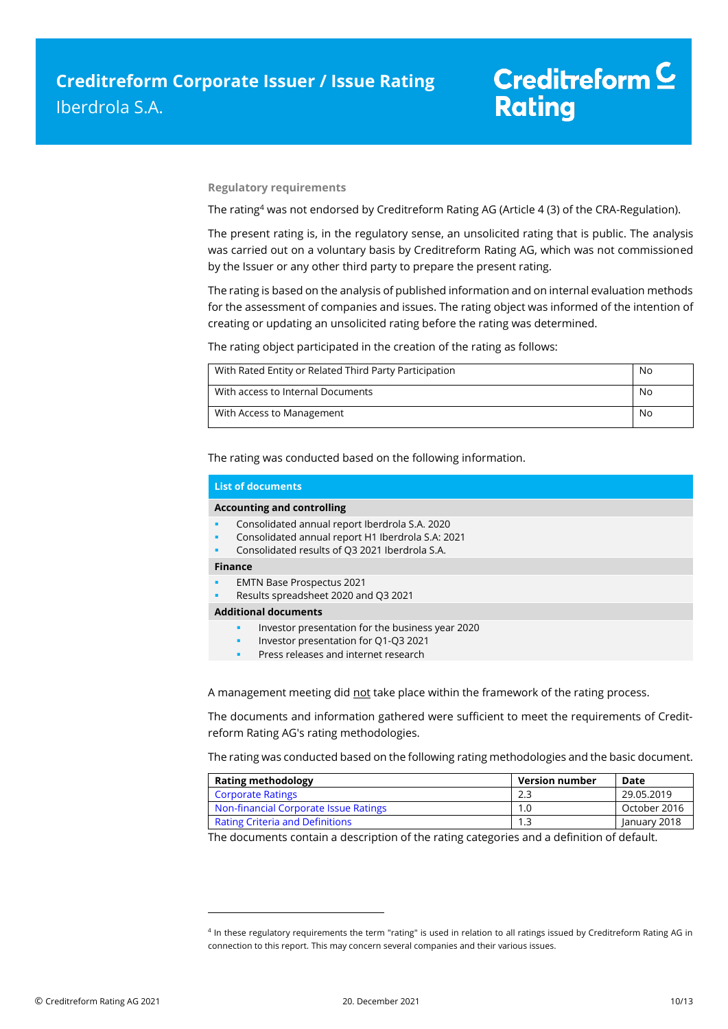### Regulatory requirements

The rating[4] was not endorsed by Creditreform Rating AG (Article 4 (3) of the CRA-Regulation).

The present rating is, in the regulatory sense, an unsolicited rating that is public. The analysis was carried out on a voluntary basis by Creditreform Rating AG, which was not commissioned by the Issuer or any other third party to prepare the present rating.

The rating is based on the analysis of published information and on internal evaluation methods for the assessment of companies and issues. The rating object was informed of the intention of creating or updating an unsolicited rating before the rating was determined.

The rating object participated in the creation of the rating as follows:

| | |
|---|---|
| With Rated Entity or Related Third Party Participation | No |
| With access to Internal Documents | No |
| With Access to Management | No |

The rating was conducted based on the following information.

**List of documents**

**Accounting and controlling**

- Consolidated annual report Iberdrola S.A. 2020
- Consolidated annual report H1 Iberdrola S.A: 2021
- Consolidated results of Q3 2021 Iberdrola S.A.

**Finance**

- EMTN Base Prospectus 2021
- Results spreadsheet 2020 and Q3 2021

**Additional documents**

- Investor presentation for the business year 2020
- Investor presentation for Q1-Q3 2021
- Press releases and internet research

A management meeting did not take place within the framework of the rating process.

The documents and information gathered were sufficient to meet the requirements of Creditreform Rating AG's rating methodologies.

The rating was conducted based on the following rating methodologies and the basic document.

| Rating methodology | Version number | Date |
|---|---|---|
| Corporate Ratings | 2.3 | 29.05.2019 |
| Non-financial Corporate Issue Ratings | 1.0 | October 2016 |
| Rating Criteria and Definitions | 1.3 | January 2018 |

The documents contain a description of the rating categories and a definition of default.

[4] In these regulatory requirements the term "rating" is used in relation to all ratings issued by Creditreform Rating AG in connection to this report. This may concern several companies and their various issues.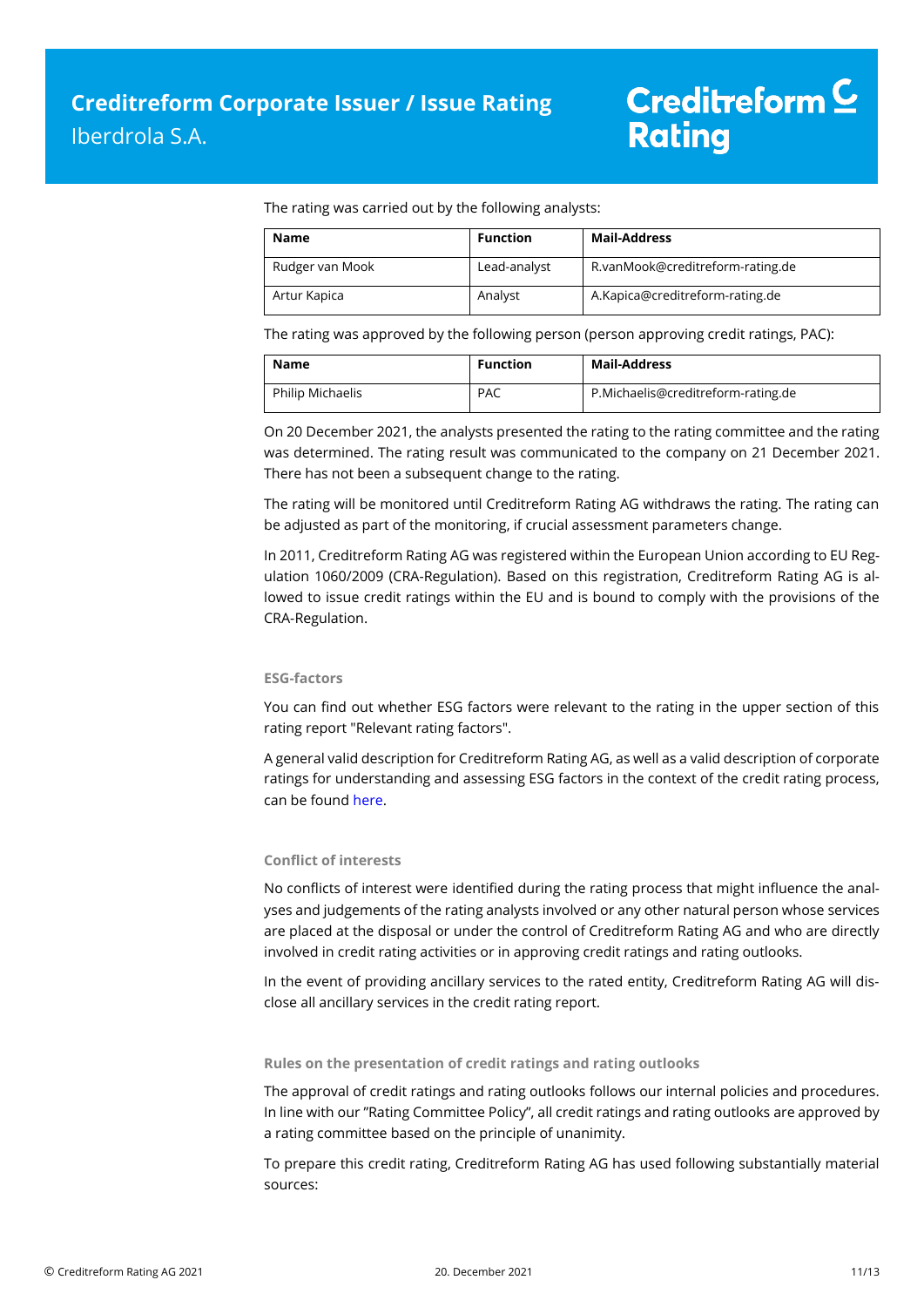The rating was carried out by the following analysts:

| Name | Function | Mail-Address |
|---|---|---|
| Rudger van Mook | Lead-analyst | R.vanMook@creditreform-rating.de |
| Artur Kapica | Analyst | A.Kapica@creditreform-rating.de |

The rating was approved by the following person (person approving credit ratings, PAC):

| Name | Function | Mail-Address |
|---|---|---|
| Philip Michaelis | PAC | P.Michaelis@creditreform-rating.de |

On 20 December 2021, the analysts presented the rating to the rating committee and the rating was determined. The rating result was communicated to the company on 21 December 2021. There has not been a subsequent change to the rating.

The rating will be monitored until Creditreform Rating AG withdraws the rating. The rating can be adjusted as part of the monitoring, if crucial assessment parameters change.

In 2011, Creditreform Rating AG was registered within the European Union according to EU Regulation 1060/2009 (CRA-Regulation). Based on this registration, Creditreform Rating AG is allowed to issue credit ratings within the EU and is bound to comply with the provisions of the CRA-Regulation.

### ESG-factors

You can find out whether ESG factors were relevant to the rating in the upper section of this rating report "Relevant rating factors".

A general valid description for Creditreform Rating AG, as well as a valid description of corporate ratings for understanding and assessing ESG factors in the context of the credit rating process, can be found here.

### Conflict of interests

No conflicts of interest were identified during the rating process that might influence the analyses and judgements of the rating analysts involved or any other natural person whose services are placed at the disposal or under the control of Creditreform Rating AG and who are directly involved in credit rating activities or in approving credit ratings and rating outlooks.

In the event of providing ancillary services to the rated entity, Creditreform Rating AG will disclose all ancillary services in the credit rating report.

### Rules on the presentation of credit ratings and rating outlooks

The approval of credit ratings and rating outlooks follows our internal policies and procedures. In line with our "Rating Committee Policy", all credit ratings and rating outlooks are approved by a rating committee based on the principle of unanimity.

To prepare this credit rating, Creditreform Rating AG has used following substantially material sources: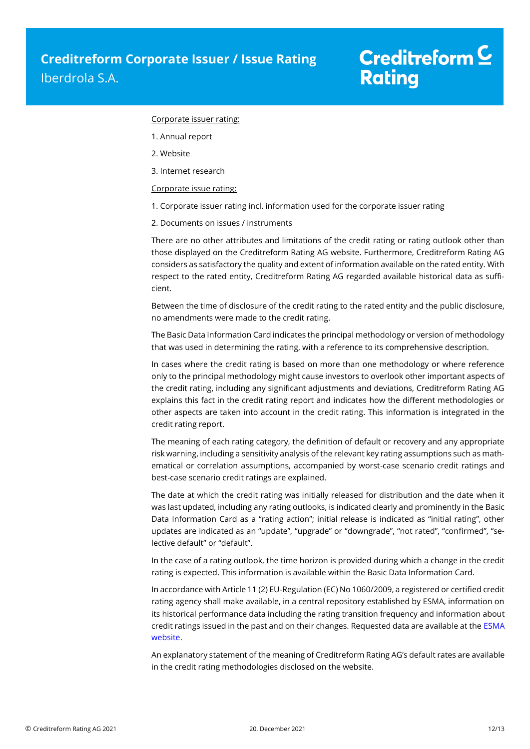Corporate issuer rating:

1. Annual report
2. Website
3. Internet research

Corporate issue rating:

1. Corporate issuer rating incl. information used for the corporate issuer rating
2. Documents on issues / instruments

There are no other attributes and limitations of the credit rating or rating outlook other than those displayed on the Creditreform Rating AG website. Furthermore, Creditreform Rating AG considers as satisfactory the quality and extent of information available on the rated entity. With respect to the rated entity, Creditreform Rating AG regarded available historical data as sufficient.

Between the time of disclosure of the credit rating to the rated entity and the public disclosure, no amendments were made to the credit rating.

The Basic Data Information Card indicates the principal methodology or version of methodology that was used in determining the rating, with a reference to its comprehensive description.

In cases where the credit rating is based on more than one methodology or where reference only to the principal methodology might cause investors to overlook other important aspects of the credit rating, including any significant adjustments and deviations, Creditreform Rating AG explains this fact in the credit rating report and indicates how the different methodologies or other aspects are taken into account in the credit rating. This information is integrated in the credit rating report.

The meaning of each rating category, the definition of default or recovery and any appropriate risk warning, including a sensitivity analysis of the relevant key rating assumptions such as mathematical or correlation assumptions, accompanied by worst-case scenario credit ratings and best-case scenario credit ratings are explained.

The date at which the credit rating was initially released for distribution and the date when it was last updated, including any rating outlooks, is indicated clearly and prominently in the Basic Data Information Card as a "rating action"; initial release is indicated as "initial rating", other updates are indicated as an "update", "upgrade" or "downgrade", "not rated", "confirmed", "selective default" or "default".

In the case of a rating outlook, the time horizon is provided during which a change in the credit rating is expected. This information is available within the Basic Data Information Card.

In accordance with Article 11 (2) EU-Regulation (EC) No 1060/2009, a registered or certified credit rating agency shall make available, in a central repository established by ESMA, information on its historical performance data including the rating transition frequency and information about credit ratings issued in the past and on their changes. Requested data are available at the ESMA website.

An explanatory statement of the meaning of Creditreform Rating AG's default rates are available in the credit rating methodologies disclosed on the website.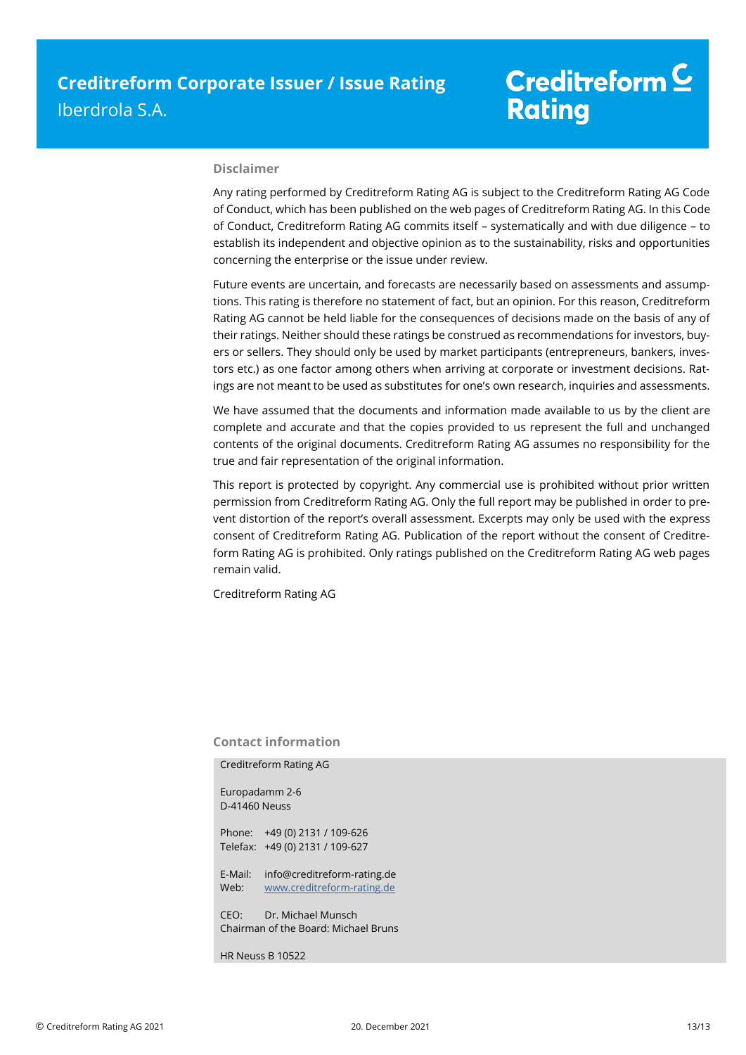## Disclaimer

Any rating performed by Creditreform Rating AG is subject to the Creditreform Rating AG Code of Conduct, which has been published on the web pages of Creditreform Rating AG. In this Code of Conduct, Creditreform Rating AG commits itself – systematically and with due diligence – to establish its independent and objective opinion as to the sustainability, risks and opportunities concerning the enterprise or the issue under review.

Future events are uncertain, and forecasts are necessarily based on assessments and assumptions. This rating is therefore no statement of fact, but an opinion. For this reason, Creditreform Rating AG cannot be held liable for the consequences of decisions made on the basis of any of their ratings. Neither should these ratings be construed as recommendations for investors, buyers or sellers. They should only be used by market participants (entrepreneurs, bankers, investors etc.) as one factor among others when arriving at corporate or investment decisions. Ratings are not meant to be used as substitutes for one's own research, inquiries and assessments.

We have assumed that the documents and information made available to us by the client are complete and accurate and that the copies provided to us represent the full and unchanged contents of the original documents. Creditreform Rating AG assumes no responsibility for the true and fair representation of the original information.

This report is protected by copyright. Any commercial use is prohibited without prior written permission from Creditreform Rating AG. Only the full report may be published in order to prevent distortion of the report's overall assessment. Excerpts may only be used with the express consent of Creditreform Rating AG. Publication of the report without the consent of Creditreform Rating AG is prohibited. Only ratings published on the Creditreform Rating AG web pages remain valid.

Creditreform Rating AG

## Contact information

Creditreform Rating AG

Europadamm 2-6
D-41460 Neuss

Phone: +49 (0) 2131 / 109-626
Telefax: +49 (0) 2131 / 109-627

E-Mail: info@creditreform-rating.de
Web: www.creditreform-rating.de

CEO: Dr. Michael Munsch
Chairman of the Board: Michael Bruns

HR Neuss B 10522